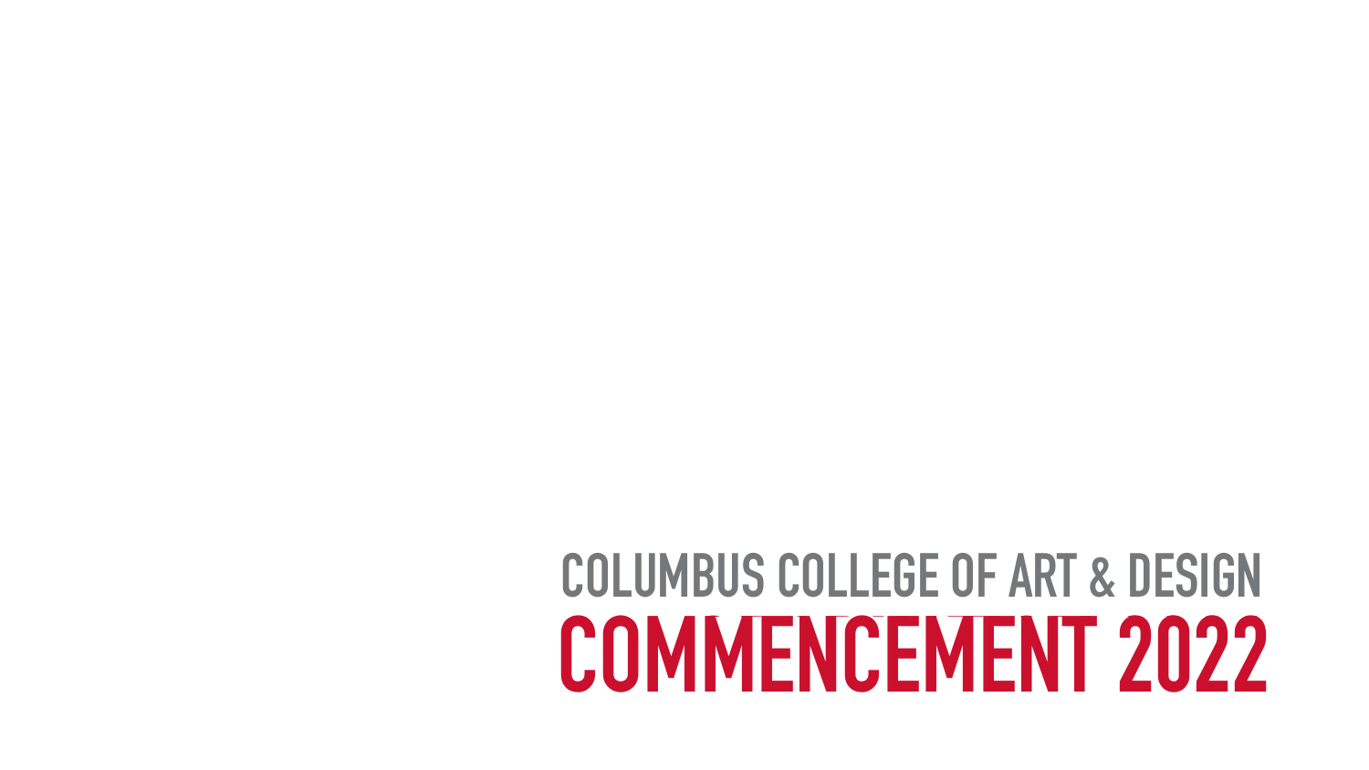COLUMBUS COLLEGE OF ART & DESIGN

# COMMENCEMENT 2022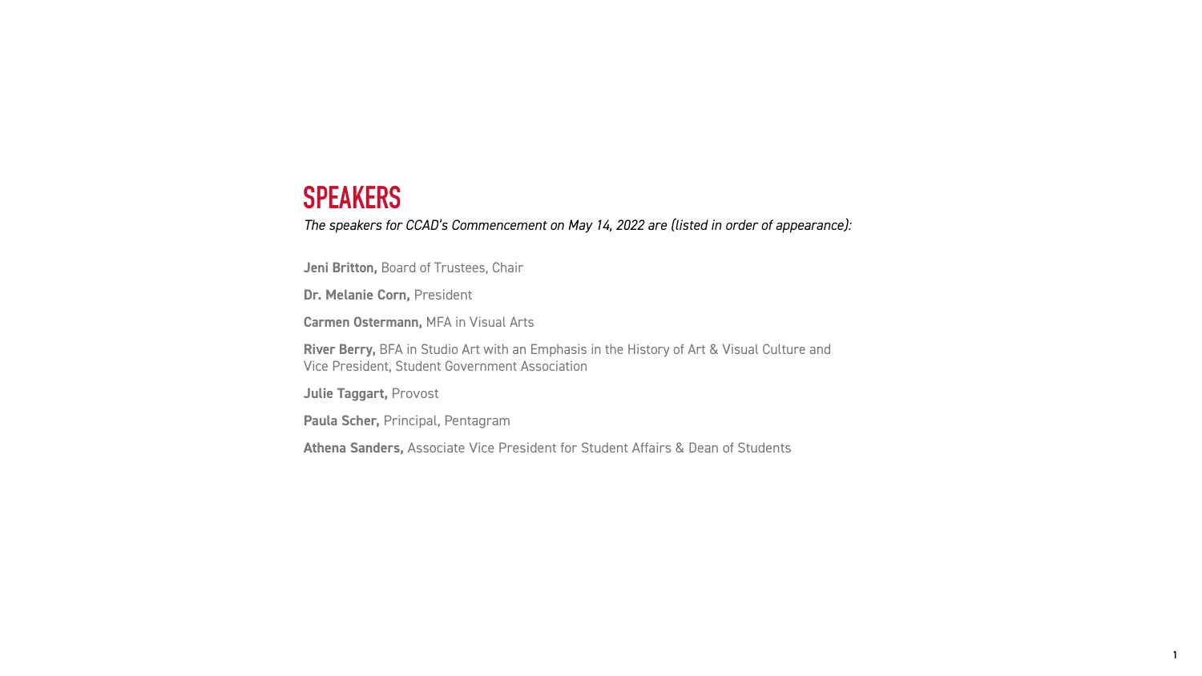## SPEAKERS

*The speakers for CCAD's Commencement on May 14, 2022 are (listed in order of appearance):*

**Jeni Britton,** Board of Trustees, Chair

**Dr. Melanie Corn,** President

**Carmen Ostermann,** MFA in Visual Arts

**River Berry,** BFA in Studio Art with an Emphasis in the History of Art & Visual Culture and Vice President, Student Government Association

**Julie Taggart,** Provost

**Paula Scher,** Principal, Pentagram

**Athena Sanders,** Associate Vice President for Student Affairs & Dean of Students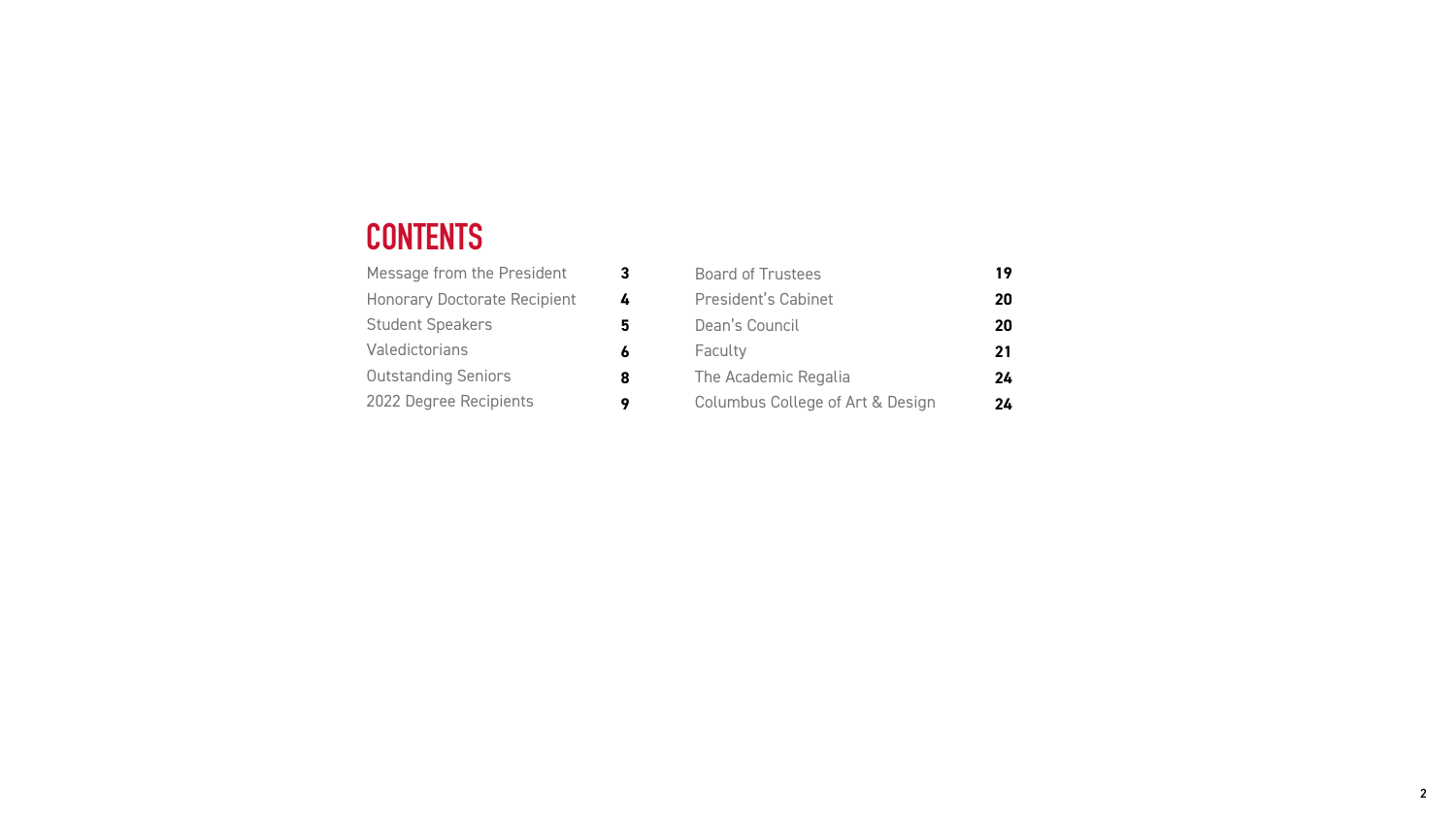# CONTENTS

| | |
|---|---|
| Message from the President | **3** |
| Honorary Doctorate Recipient | **4** |
| Student Speakers | **5** |
| Valedictorians | **6** |
| Outstanding Seniors | **8** |
| 2022 Degree Recipients | **9** |
| Board of Trustees | **19** |
| President's Cabinet | **20** |
| Dean's Council | **20** |
| Faculty | **21** |
| The Academic Regalia | **24** |
| Columbus College of Art & Design | **24** |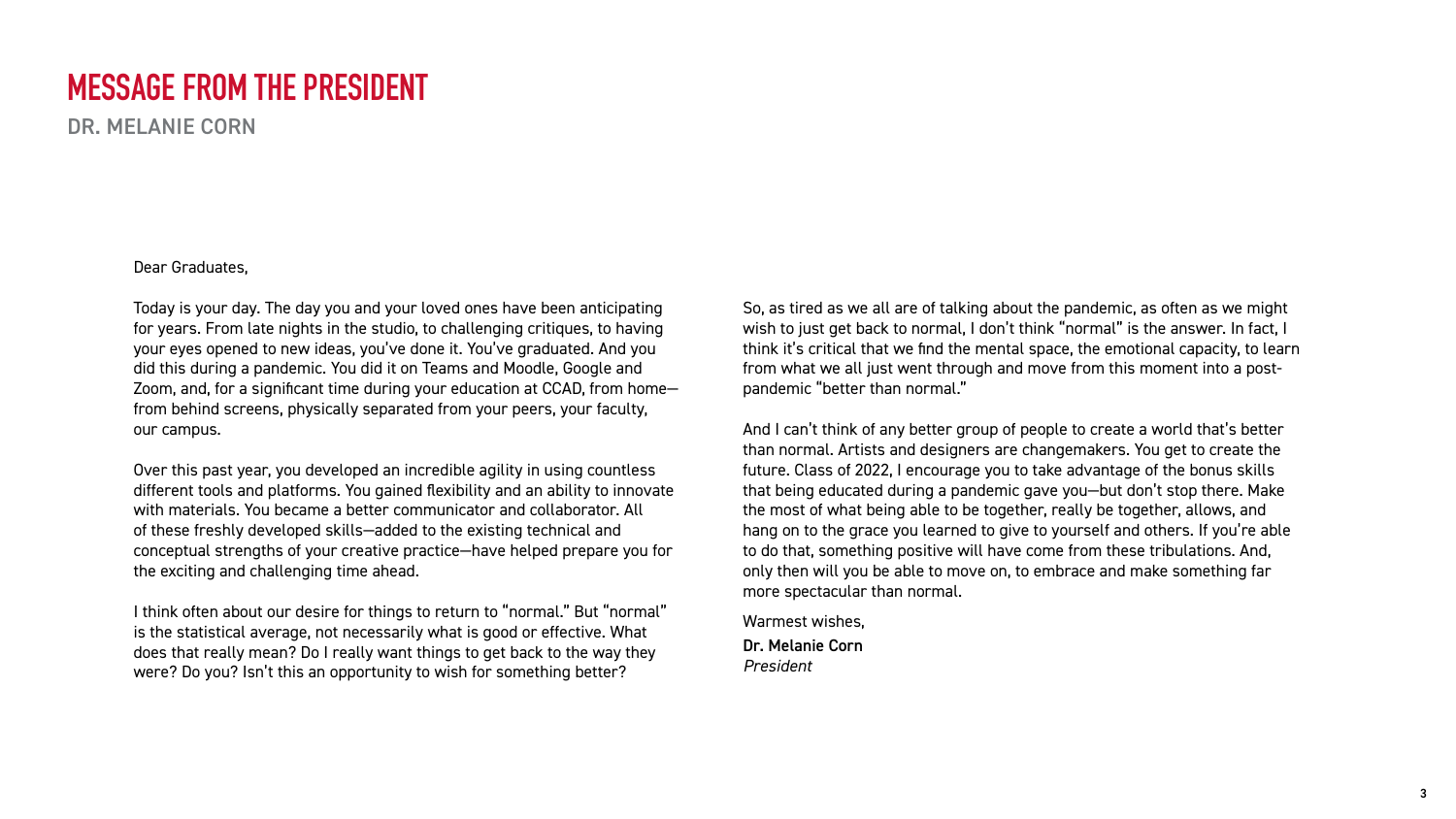# MESSAGE FROM THE PRESIDENT

## DR. MELANIE CORN

Dear Graduates,

Today is your day. The day you and your loved ones have been anticipating for years. From late nights in the studio, to challenging critiques, to having your eyes opened to new ideas, you've done it. You've graduated. And you did this during a pandemic. You did it on Teams and Moodle, Google and Zoom, and, for a significant time during your education at CCAD, from home—from behind screens, physically separated from your peers, your faculty, our campus.

Over this past year, you developed an incredible agility in using countless different tools and platforms. You gained flexibility and an ability to innovate with materials. You became a better communicator and collaborator. All of these freshly developed skills—added to the existing technical and conceptual strengths of your creative practice—have helped prepare you for the exciting and challenging time ahead.

I think often about our desire for things to return to "normal." But "normal" is the statistical average, not necessarily what is good or effective. What does that really mean? Do I really want things to get back to the way they were? Do you? Isn't this an opportunity to wish for something better?

So, as tired as we all are of talking about the pandemic, as often as we might wish to just get back to normal, I don't think "normal" is the answer. In fact, I think it's critical that we find the mental space, the emotional capacity, to learn from what we all just went through and move from this moment into a post-pandemic "better than normal."

And I can't think of any better group of people to create a world that's better than normal. Artists and designers are changemakers. You get to create the future. Class of 2022, I encourage you to take advantage of the bonus skills that being educated during a pandemic gave you—but don't stop there. Make the most of what being able to be together, really be together, allows, and hang on to the grace you learned to give to yourself and others. If you're able to do that, something positive will have come from these tribulations. And, only then will you be able to move on, to embrace and make something far more spectacular than normal.

Warmest wishes,

**Dr. Melanie Corn**
*President*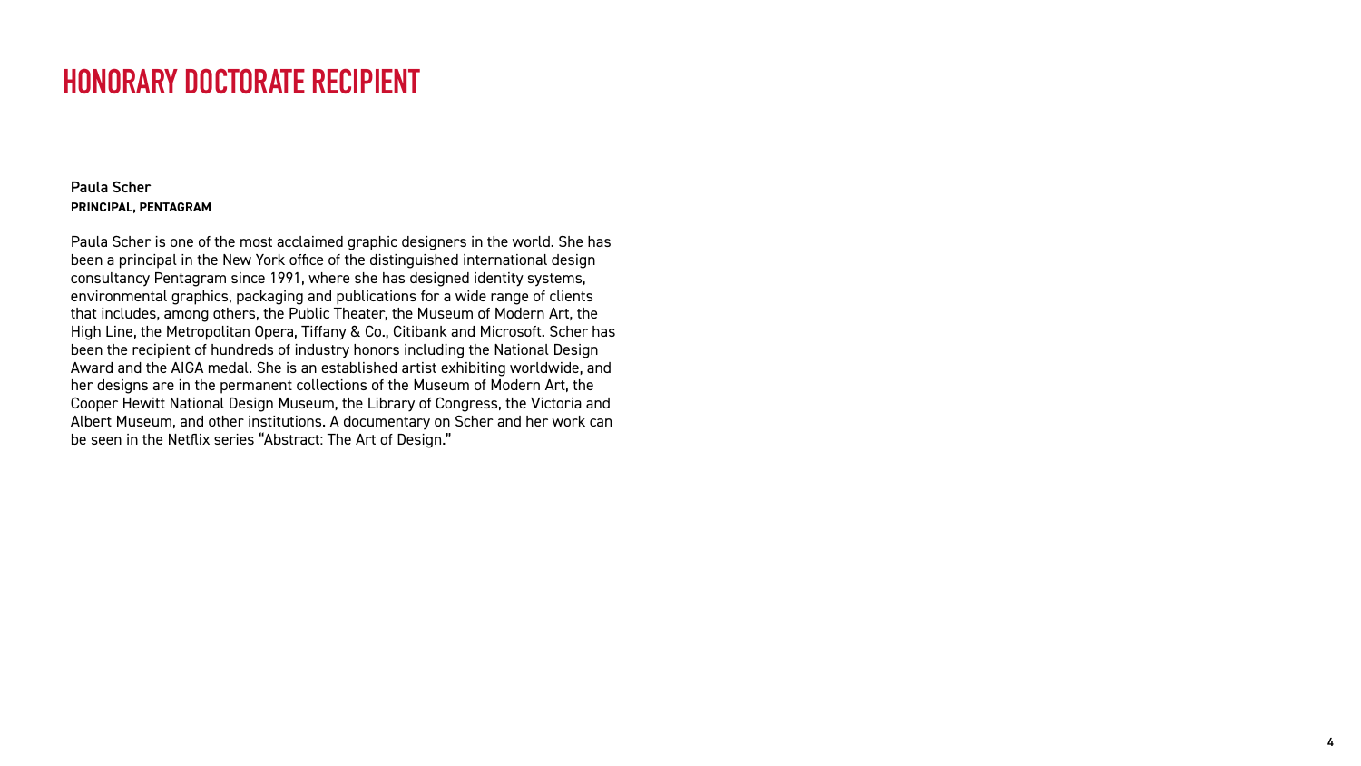# HONORARY DOCTORATE RECIPIENT

Paula Scher
**PRINCIPAL, PENTAGRAM**

Paula Scher is one of the most acclaimed graphic designers in the world. She has been a principal in the New York office of the distinguished international design consultancy Pentagram since 1991, where she has designed identity systems, environmental graphics, packaging and publications for a wide range of clients that includes, among others, the Public Theater, the Museum of Modern Art, the High Line, the Metropolitan Opera, Tiffany & Co., Citibank and Microsoft. Scher has been the recipient of hundreds of industry honors including the National Design Award and the AIGA medal. She is an established artist exhibiting worldwide, and her designs are in the permanent collections of the Museum of Modern Art, the Cooper Hewitt National Design Museum, the Library of Congress, the Victoria and Albert Museum, and other institutions. A documentary on Scher and her work can be seen in the Netflix series "Abstract: The Art of Design."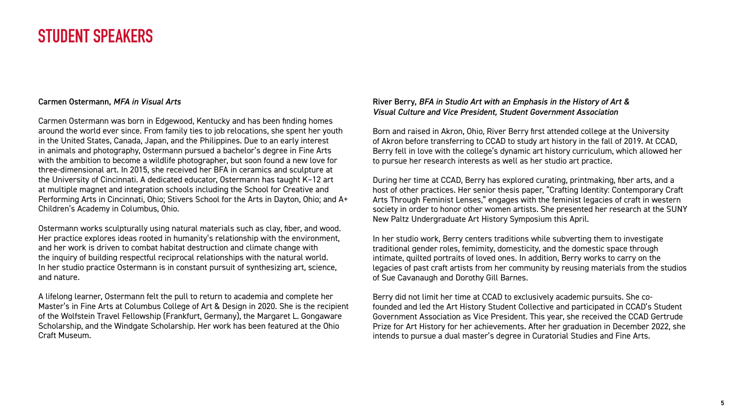# STUDENT SPEAKERS

**Carmen Ostermann,** ***MFA in Visual Arts***

Carmen Ostermann was born in Edgewood, Kentucky and has been finding homes around the world ever since. From family ties to job relocations, she spent her youth in the United States, Canada, Japan, and the Philippines. Due to an early interest in animals and photography, Ostermann pursued a bachelor's degree in Fine Arts with the ambition to become a wildlife photographer, but soon found a new love for three-dimensional art. In 2015, she received her BFA in ceramics and sculpture at the University of Cincinnati. A dedicated educator, Ostermann has taught K–12 art at multiple magnet and integration schools including the School for Creative and Performing Arts in Cincinnati, Ohio; Stivers School for the Arts in Dayton, Ohio; and A+ Children's Academy in Columbus, Ohio.

Ostermann works sculpturally using natural materials such as clay, fiber, and wood. Her practice explores ideas rooted in humanity's relationship with the environment, and her work is driven to combat habitat destruction and climate change with the inquiry of building respectful reciprocal relationships with the natural world. In her studio practice Ostermann is in constant pursuit of synthesizing art, science, and nature.

A lifelong learner, Ostermann felt the pull to return to academia and complete her Master's in Fine Arts at Columbus College of Art & Design in 2020. She is the recipient of the Wolfstein Travel Fellowship (Frankfurt, Germany), the Margaret L. Gongaware Scholarship, and the Windgate Scholarship. Her work has been featured at the Ohio Craft Museum.

**River Berry,** ***BFA in Studio Art with an Emphasis in the History of Art & Visual Culture and Vice President, Student Government Association***

Born and raised in Akron, Ohio, River Berry first attended college at the University of Akron before transferring to CCAD to study art history in the fall of 2019. At CCAD, Berry fell in love with the college's dynamic art history curriculum, which allowed her to pursue her research interests as well as her studio art practice.

During her time at CCAD, Berry has explored curating, printmaking, fiber arts, and a host of other practices. Her senior thesis paper, "Crafting Identity: Contemporary Craft Arts Through Feminist Lenses," engages with the feminist legacies of craft in western society in order to honor other women artists. She presented her research at the SUNY New Paltz Undergraduate Art History Symposium this April.

In her studio work, Berry centers traditions while subverting them to investigate traditional gender roles, femimity, domesticity, and the domestic space through intimate, quilted portraits of loved ones. In addition, Berry works to carry on the legacies of past craft artists from her community by reusing materials from the studios of Sue Cavanaugh and Dorothy Gill Barnes.

Berry did not limit her time at CCAD to exclusively academic pursuits. She co-founded and led the Art History Student Collective and participated in CCAD's Student Government Association as Vice President. This year, she received the CCAD Gertrude Prize for Art History for her achievements. After her graduation in December 2022, she intends to pursue a dual master's degree in Curatorial Studies and Fine Arts.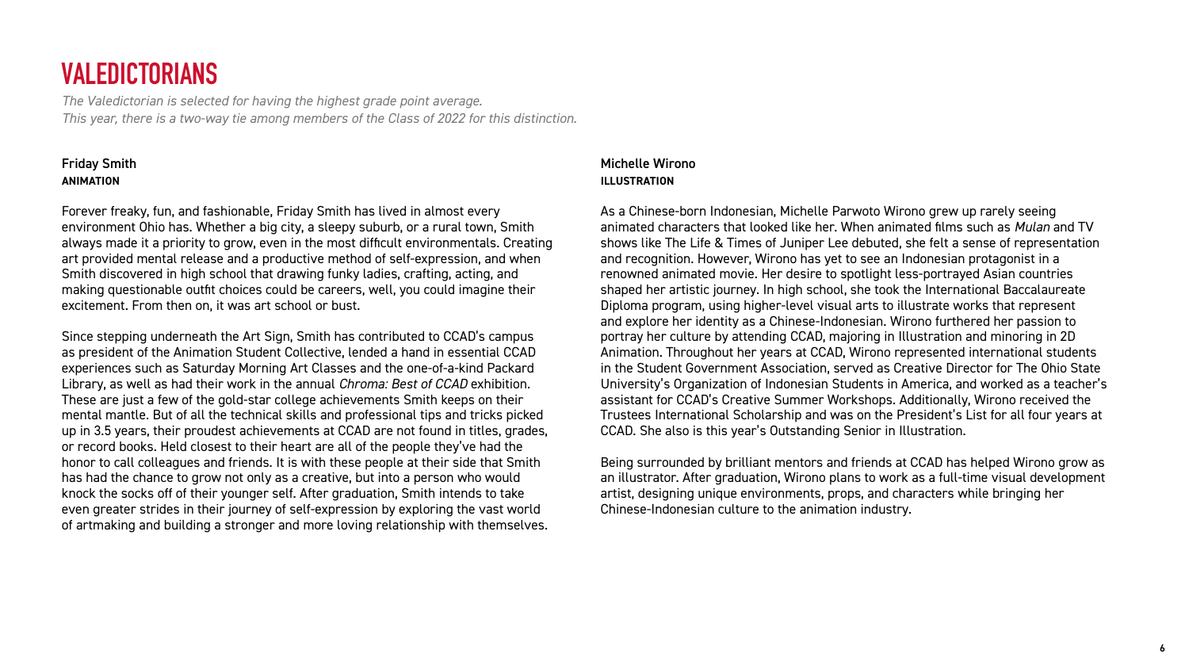# VALEDICTORIANS

*The Valedictorian is selected for having the highest grade point average.*
*This year, there is a two-way tie among members of the Class of 2022 for this distinction.*

### Friday Smith
**ANIMATION**

Forever freaky, fun, and fashionable, Friday Smith has lived in almost every environment Ohio has. Whether a big city, a sleepy suburb, or a rural town, Smith always made it a priority to grow, even in the most difficult environmentals. Creating art provided mental release and a productive method of self-expression, and when Smith discovered in high school that drawing funky ladies, crafting, acting, and making questionable outfit choices could be careers, well, you could imagine their excitement. From then on, it was art school or bust.

Since stepping underneath the Art Sign, Smith has contributed to CCAD's campus as president of the Animation Student Collective, lended a hand in essential CCAD experiences such as Saturday Morning Art Classes and the one-of-a-kind Packard Library, as well as had their work in the annual *Chroma: Best of CCAD* exhibition. These are just a few of the gold-star college achievements Smith keeps on their mental mantle. But of all the technical skills and professional tips and tricks picked up in 3.5 years, their proudest achievements at CCAD are not found in titles, grades, or record books. Held closest to their heart are all of the people they've had the honor to call colleagues and friends. It is with these people at their side that Smith has had the chance to grow not only as a creative, but into a person who would knock the socks off of their younger self. After graduation, Smith intends to take even greater strides in their journey of self-expression by exploring the vast world of artmaking and building a stronger and more loving relationship with themselves.

### Michelle Wirono
**ILLUSTRATION**

As a Chinese-born Indonesian, Michelle Parwoto Wirono grew up rarely seeing animated characters that looked like her. When animated films such as *Mulan* and TV shows like The Life & Times of Juniper Lee debuted, she felt a sense of representation and recognition. However, Wirono has yet to see an Indonesian protagonist in a renowned animated movie. Her desire to spotlight less-portrayed Asian countries shaped her artistic journey. In high school, she took the International Baccalaureate Diploma program, using higher-level visual arts to illustrate works that represent and explore her identity as a Chinese-Indonesian. Wirono furthered her passion to portray her culture by attending CCAD, majoring in Illustration and minoring in 2D Animation. Throughout her years at CCAD, Wirono represented international students in the Student Government Association, served as Creative Director for The Ohio State University's Organization of Indonesian Students in America, and worked as a teacher's assistant for CCAD's Creative Summer Workshops. Additionally, Wirono received the Trustees International Scholarship and was on the President's List for all four years at CCAD. She also is this year's Outstanding Senior in Illustration.

Being surrounded by brilliant mentors and friends at CCAD has helped Wirono grow as an illustrator. After graduation, Wirono plans to work as a full-time visual development artist, designing unique environments, props, and characters while bringing her Chinese-Indonesian culture to the animation industry.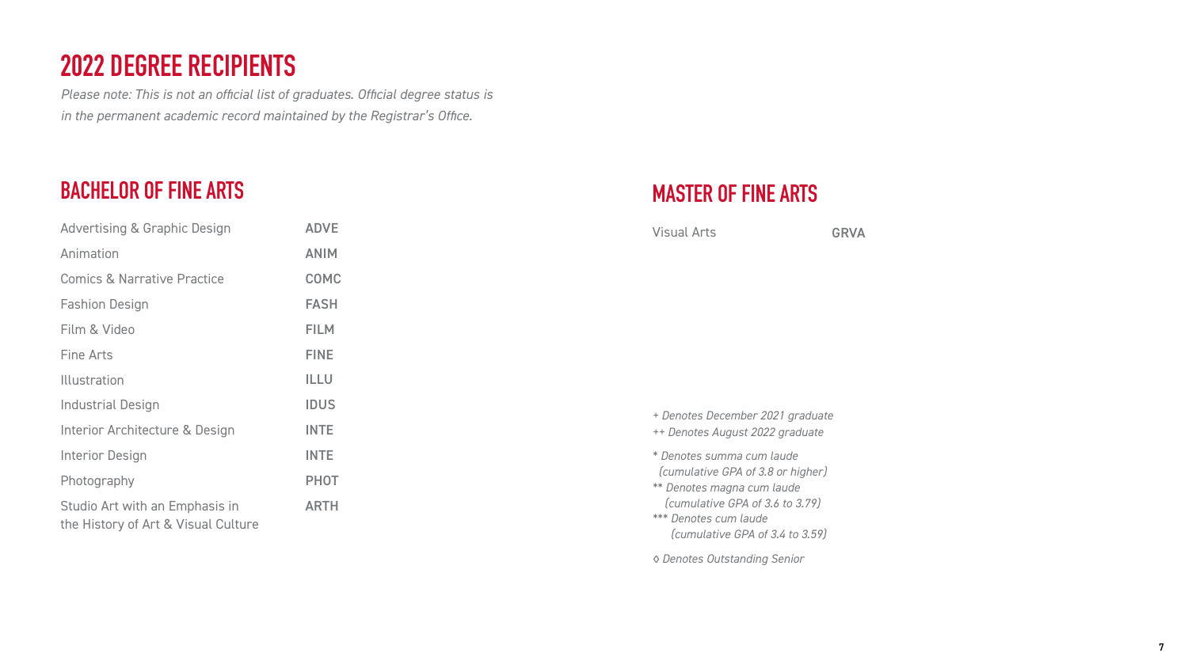# 2022 DEGREE RECIPIENTS

*Please note: This is not an official list of graduates. Official degree status is in the permanent academic record maintained by the Registrar's Office.*

## BACHELOR OF FINE ARTS

| Program | Code |
| --- | --- |
| Advertising & Graphic Design | ADVE |
| Animation | ANIM |
| Comics & Narrative Practice | COMC |
| Fashion Design | FASH |
| Film & Video | FILM |
| Fine Arts | FINE |
| Illustration | ILLU |
| Industrial Design | IDUS |
| Interior Architecture & Design | INTE |
| Interior Design | INTE |
| Photography | PHOT |
| Studio Art with an Emphasis in the History of Art & Visual Culture | ARTH |

## MASTER OF FINE ARTS

| Program | Code |
| --- | --- |
| Visual Arts | GRVA |

*+ Denotes December 2021 graduate*
*++ Denotes August 2022 graduate*

*\* Denotes summa cum laude (cumulative GPA of 3.8 or higher)*
*\*\* Denotes magna cum laude (cumulative GPA of 3.6 to 3.79)*
*\*\*\* Denotes cum laude (cumulative GPA of 3.4 to 3.59)*

*◊ Denotes Outstanding Senior*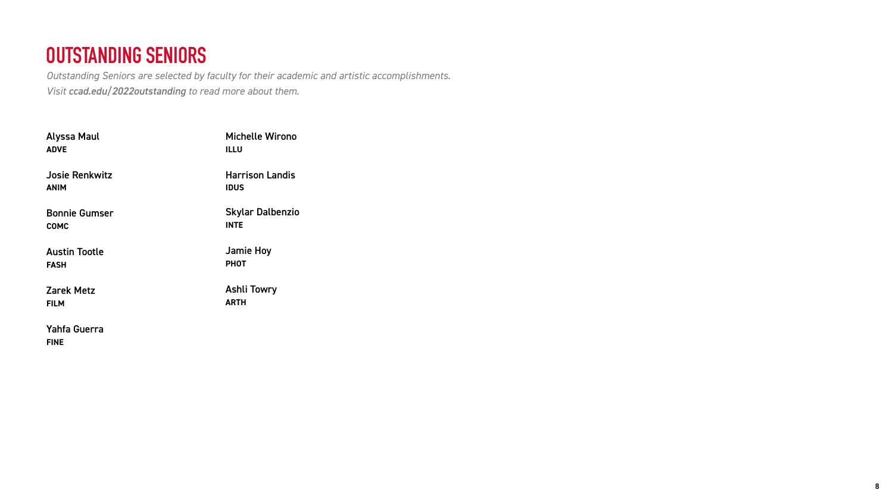# OUTSTANDING SENIORS

*Outstanding Seniors are selected by faculty for their academic and artistic accomplishments.*
*Visit **ccad.edu/2022outstanding** to read more about them.*

Alyssa Maul
**ADVE**

Josie Renkwitz
**ANIM**

Bonnie Gumser
**COMC**

Austin Tootle
**FASH**

Zarek Metz
**FILM**

Yahfa Guerra
**FINE**

Michelle Wirono
**ILLU**

Harrison Landis
**IDUS**

Skylar Dalbenzio
**INTE**

Jamie Hoy
**PHOT**

Ashli Towry
**ARTH**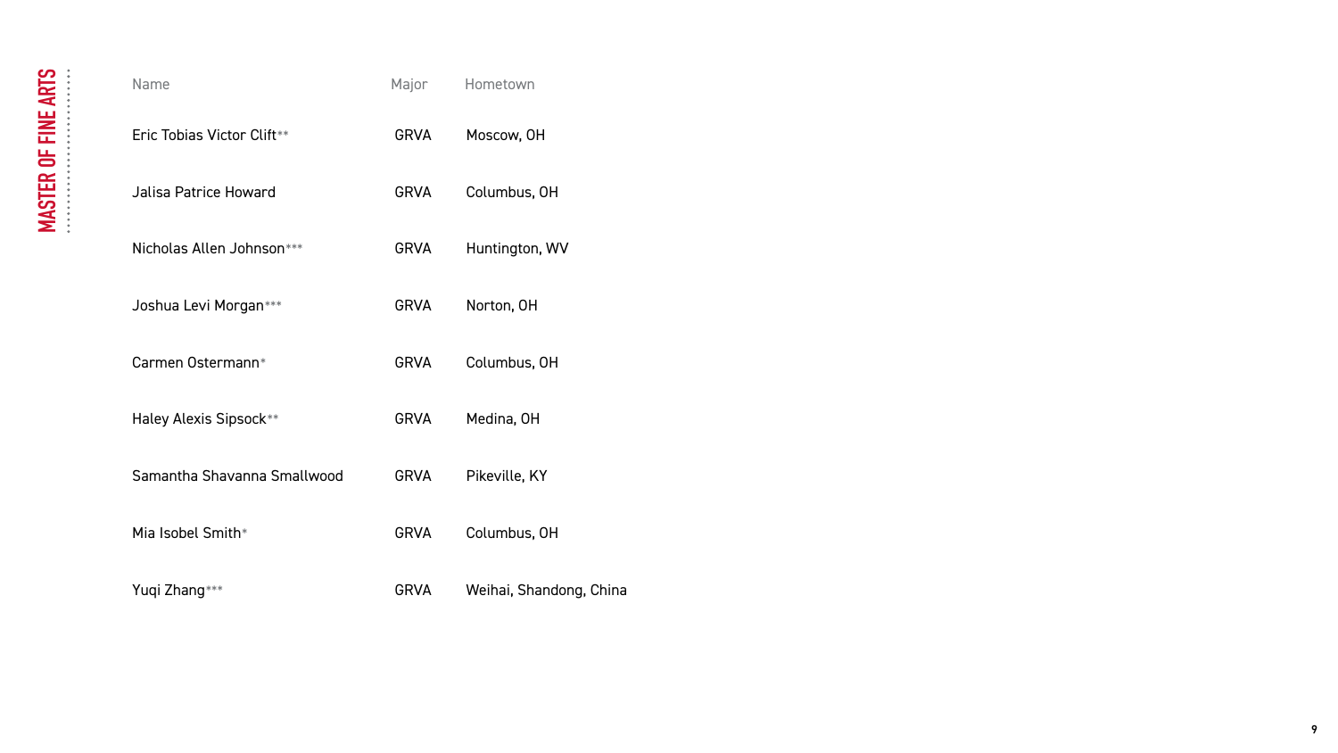# MASTER OF FINE ARTS

| Name | Major | Hometown |
| --- | --- | --- |
| Eric Tobias Victor Clift** | GRVA | Moscow, OH |
| Jalisa Patrice Howard | GRVA | Columbus, OH |
| Nicholas Allen Johnson*** | GRVA | Huntington, WV |
| Joshua Levi Morgan*** | GRVA | Norton, OH |
| Carmen Ostermann* | GRVA | Columbus, OH |
| Haley Alexis Sipsock** | GRVA | Medina, OH |
| Samantha Shavanna Smallwood | GRVA | Pikeville, KY |
| Mia Isobel Smith* | GRVA | Columbus, OH |
| Yuqi Zhang*** | GRVA | Weihai, Shandong, China |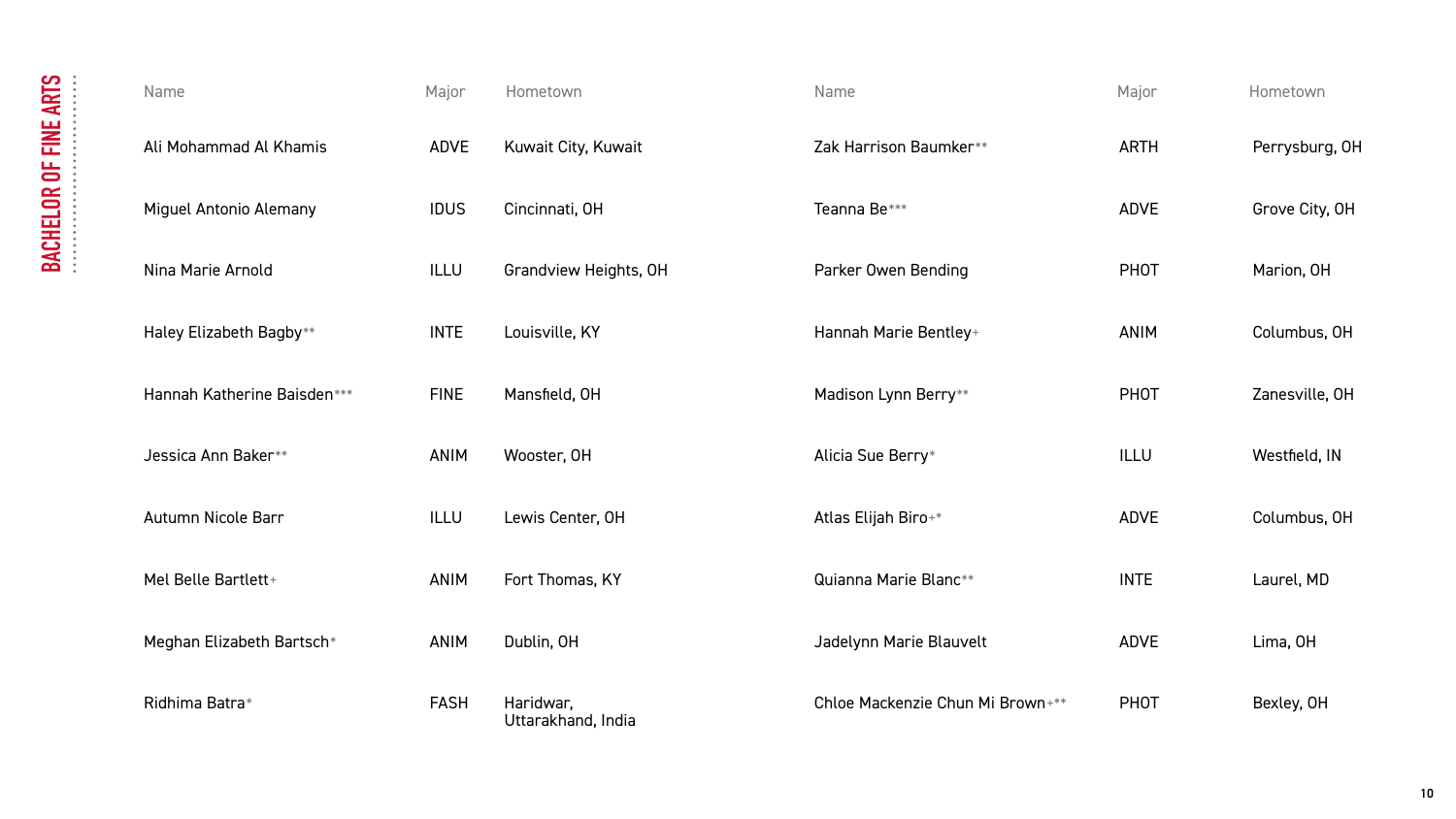## BACHELOR OF FINE ARTS

| Name | Major | Hometown |
|---|---|---|
| Ali Mohammad Al Khamis | ADVE | Kuwait City, Kuwait |
| Miguel Antonio Alemany | IDUS | Cincinnati, OH |
| Nina Marie Arnold | ILLU | Grandview Heights, OH |
| Haley Elizabeth Bagby** | INTE | Louisville, KY |
| Hannah Katherine Baisden*** | FINE | Mansfield, OH |
| Jessica Ann Baker** | ANIM | Wooster, OH |
| Autumn Nicole Barr | ILLU | Lewis Center, OH |
| Mel Belle Bartlett+ | ANIM | Fort Thomas, KY |
| Meghan Elizabeth Bartsch* | ANIM | Dublin, OH |
| Ridhima Batra* | FASH | Haridwar, Uttarakhand, India |
| Zak Harrison Baumker** | ARTH | Perrysburg, OH |
| Teanna Be*** | ADVE | Grove City, OH |
| Parker Owen Bending | PHOT | Marion, OH |
| Hannah Marie Bentley+ | ANIM | Columbus, OH |
| Madison Lynn Berry** | PHOT | Zanesville, OH |
| Alicia Sue Berry* | ILLU | Westfield, IN |
| Atlas Elijah Biro+* | ADVE | Columbus, OH |
| Quianna Marie Blanc** | INTE | Laurel, MD |
| Jadelynn Marie Blauvelt | ADVE | Lima, OH |
| Chloe Mackenzie Chun Mi Brown+** | PHOT | Bexley, OH |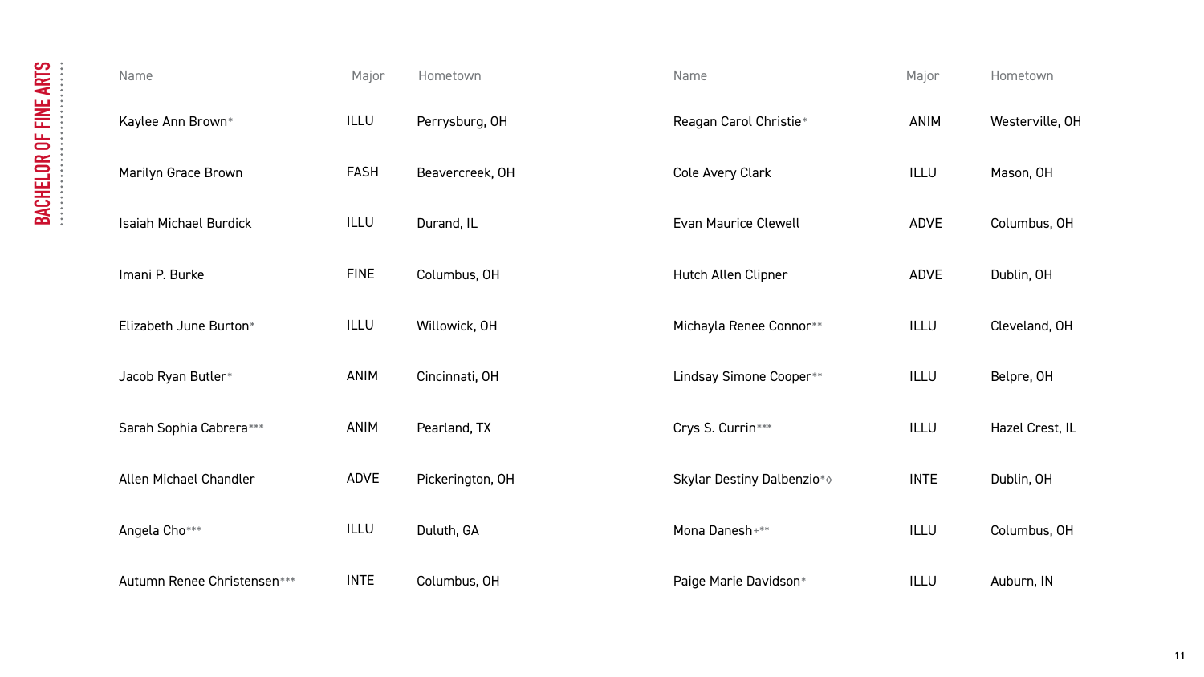## BACHELOR OF FINE ARTS

| Name | Major | Hometown |
|---|---|---|
| Kaylee Ann Brown* | ILLU | Perrysburg, OH |
| Marilyn Grace Brown | FASH | Beavercreek, OH |
| Isaiah Michael Burdick | ILLU | Durand, IL |
| Imani P. Burke | FINE | Columbus, OH |
| Elizabeth June Burton* | ILLU | Willowick, OH |
| Jacob Ryan Butler* | ANIM | Cincinnati, OH |
| Sarah Sophia Cabrera*** | ANIM | Pearland, TX |
| Allen Michael Chandler | ADVE | Pickerington, OH |
| Angela Cho*** | ILLU | Duluth, GA |
| Autumn Renee Christensen*** | INTE | Columbus, OH |
| Reagan Carol Christie* | ANIM | Westerville, OH |
| Cole Avery Clark | ILLU | Mason, OH |
| Evan Maurice Clewell | ADVE | Columbus, OH |
| Hutch Allen Clipner | ADVE | Dublin, OH |
| Michayla Renee Connor** | ILLU | Cleveland, OH |
| Lindsay Simone Cooper** | ILLU | Belpre, OH |
| Crys S. Currin*** | ILLU | Hazel Crest, IL |
| Skylar Destiny Dalbenzio*◊ | INTE | Dublin, OH |
| Mona Danesh+** | ILLU | Columbus, OH |
| Paige Marie Davidson* | ILLU | Auburn, IN |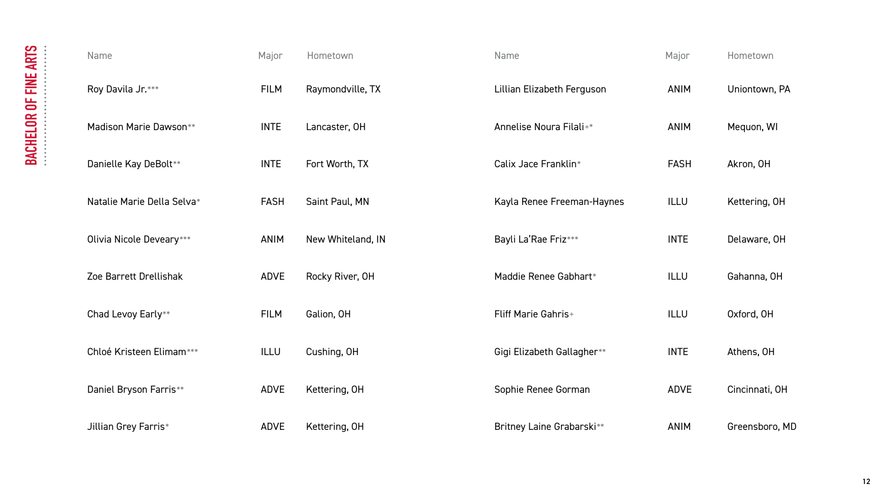## BACHELOR OF FINE ARTS

| Name | Major | Hometown |
|---|---|---|
| Roy Davila Jr.*** | FILM | Raymondville, TX |
| Madison Marie Dawson** | INTE | Lancaster, OH |
| Danielle Kay DeBolt** | INTE | Fort Worth, TX |
| Natalie Marie Della Selva* | FASH | Saint Paul, MN |
| Olivia Nicole Deveary*** | ANIM | New Whiteland, IN |
| Zoe Barrett Drellishak | ADVE | Rocky River, OH |
| Chad Levoy Early** | FILM | Galion, OH |
| Chloé Kristeen Elimam*** | ILLU | Cushing, OH |
| Daniel Bryson Farris** | ADVE | Kettering, OH |
| Jillian Grey Farris* | ADVE | Kettering, OH |
| Lillian Elizabeth Ferguson | ANIM | Uniontown, PA |
| Annelise Noura Filali+* | ANIM | Mequon, WI |
| Calix Jace Franklin* | FASH | Akron, OH |
| Kayla Renee Freeman-Haynes | ILLU | Kettering, OH |
| Bayli La'Rae Friz*** | INTE | Delaware, OH |
| Maddie Renee Gabhart* | ILLU | Gahanna, OH |
| Fliff Marie Gahris+ | ILLU | Oxford, OH |
| Gigi Elizabeth Gallagher** | INTE | Athens, OH |
| Sophie Renee Gorman | ADVE | Cincinnati, OH |
| Britney Laine Grabarski** | ANIM | Greensboro, MD |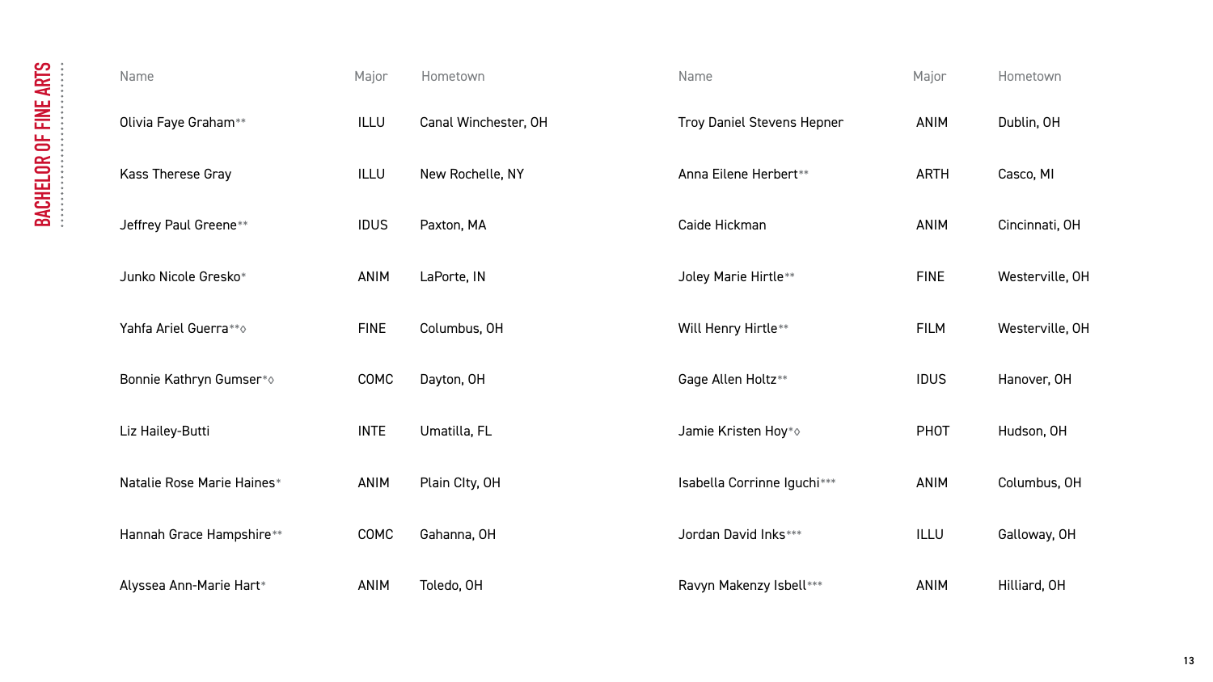## BACHELOR OF FINE ARTS

| Name | Major | Hometown |
| --- | --- | --- |
| Olivia Faye Graham** | ILLU | Canal Winchester, OH |
| Kass Therese Gray | ILLU | New Rochelle, NY |
| Jeffrey Paul Greene** | IDUS | Paxton, MA |
| Junko Nicole Gresko* | ANIM | LaPorte, IN |
| Yahfa Ariel Guerra**◊ | FINE | Columbus, OH |
| Bonnie Kathryn Gumser*◊ | COMC | Dayton, OH |
| Liz Hailey-Butti | INTE | Umatilla, FL |
| Natalie Rose Marie Haines* | ANIM | Plain CIty, OH |
| Hannah Grace Hampshire** | COMC | Gahanna, OH |
| Alyssea Ann-Marie Hart* | ANIM | Toledo, OH |
| Troy Daniel Stevens Hepner | ANIM | Dublin, OH |
| Anna Eilene Herbert** | ARTH | Casco, MI |
| Caide Hickman | ANIM | Cincinnati, OH |
| Joley Marie Hirtle** | FINE | Westerville, OH |
| Will Henry Hirtle** | FILM | Westerville, OH |
| Gage Allen Holtz** | IDUS | Hanover, OH |
| Jamie Kristen Hoy*◊ | PHOT | Hudson, OH |
| Isabella Corrinne Iguchi*** | ANIM | Columbus, OH |
| Jordan David Inks*** | ILLU | Galloway, OH |
| Ravyn Makenzy Isbell*** | ANIM | Hilliard, OH |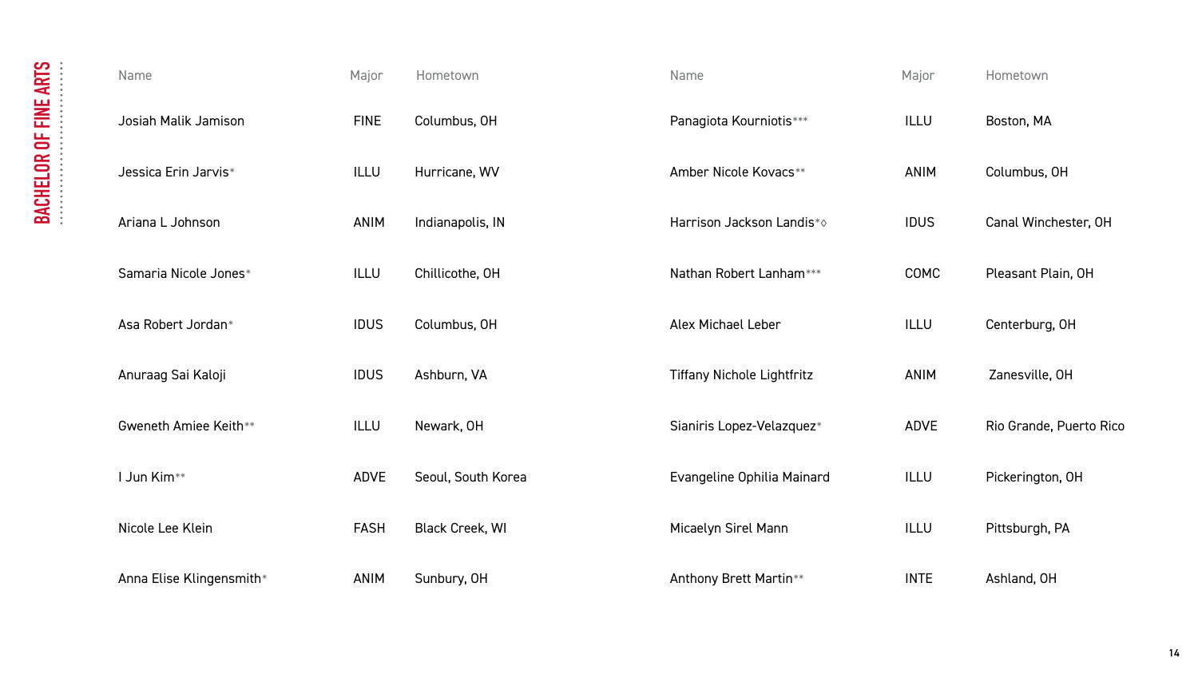## BACHELOR OF FINE ARTS

| Name | Major | Hometown |
| --- | --- | --- |
| Josiah Malik Jamison | FINE | Columbus, OH |
| Jessica Erin Jarvis* | ILLU | Hurricane, WV |
| Ariana L Johnson | ANIM | Indianapolis, IN |
| Samaria Nicole Jones* | ILLU | Chillicothe, OH |
| Asa Robert Jordan* | IDUS | Columbus, OH |
| Anuraag Sai Kaloji | IDUS | Ashburn, VA |
| Gweneth Amiee Keith** | ILLU | Newark, OH |
| I Jun Kim** | ADVE | Seoul, South Korea |
| Nicole Lee Klein | FASH | Black Creek, WI |
| Anna Elise Klingensmith* | ANIM | Sunbury, OH |
| Panagiota Kourniotis*** | ILLU | Boston, MA |
| Amber Nicole Kovacs** | ANIM | Columbus, OH |
| Harrison Jackson Landis*◊ | IDUS | Canal Winchester, OH |
| Nathan Robert Lanham*** | COMC | Pleasant Plain, OH |
| Alex Michael Leber | ILLU | Centerburg, OH |
| Tiffany Nichole Lightfritz | ANIM | Zanesville, OH |
| Sianiris Lopez-Velazquez* | ADVE | Rio Grande, Puerto Rico |
| Evangeline Ophilia Mainard | ILLU | Pickerington, OH |
| Micaelyn Sirel Mann | ILLU | Pittsburgh, PA |
| Anthony Brett Martin** | INTE | Ashland, OH |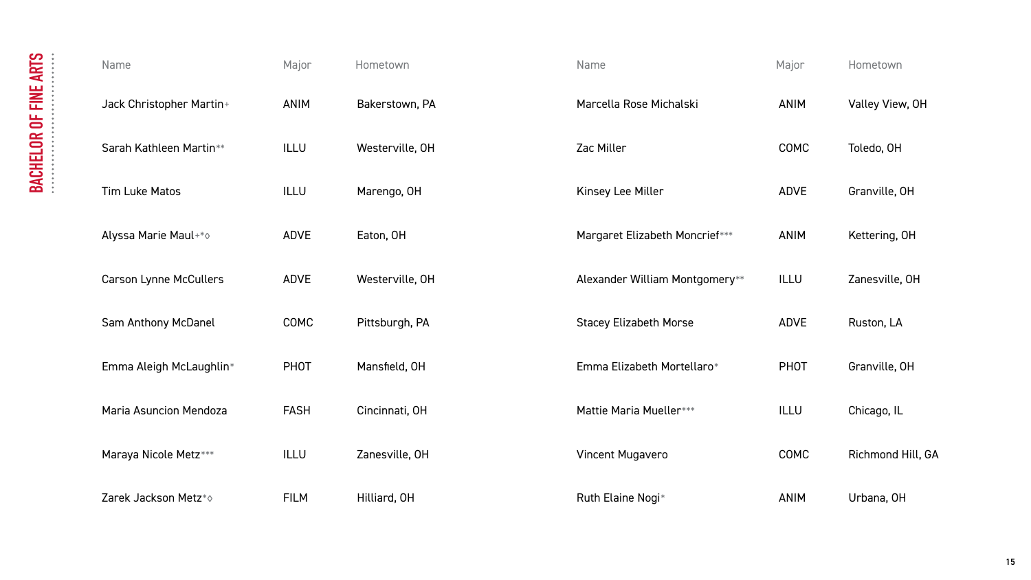## BACHELOR OF FINE ARTS

| Name | Major | Hometown |
|---|---|---|
| Jack Christopher Martin+ | ANIM | Bakerstown, PA |
| Sarah Kathleen Martin** | ILLU | Westerville, OH |
| Tim Luke Matos | ILLU | Marengo, OH |
| Alyssa Marie Maul+*◊ | ADVE | Eaton, OH |
| Carson Lynne McCullers | ADVE | Westerville, OH |
| Sam Anthony McDanel | COMC | Pittsburgh, PA |
| Emma Aleigh McLaughlin* | PHOT | Mansfield, OH |
| Maria Asuncion Mendoza | FASH | Cincinnati, OH |
| Maraya Nicole Metz*** | ILLU | Zanesville, OH |
| Zarek Jackson Metz*◊ | FILM | Hilliard, OH |
| Marcella Rose Michalski | ANIM | Valley View, OH |
| Zac Miller | COMC | Toledo, OH |
| Kinsey Lee Miller | ADVE | Granville, OH |
| Margaret Elizabeth Moncrief*** | ANIM | Kettering, OH |
| Alexander William Montgomery** | ILLU | Zanesville, OH |
| Stacey Elizabeth Morse | ADVE | Ruston, LA |
| Emma Elizabeth Mortellaro* | PHOT | Granville, OH |
| Mattie Maria Mueller*** | ILLU | Chicago, IL |
| Vincent Mugavero | COMC | Richmond Hill, GA |
| Ruth Elaine Nogi* | ANIM | Urbana, OH |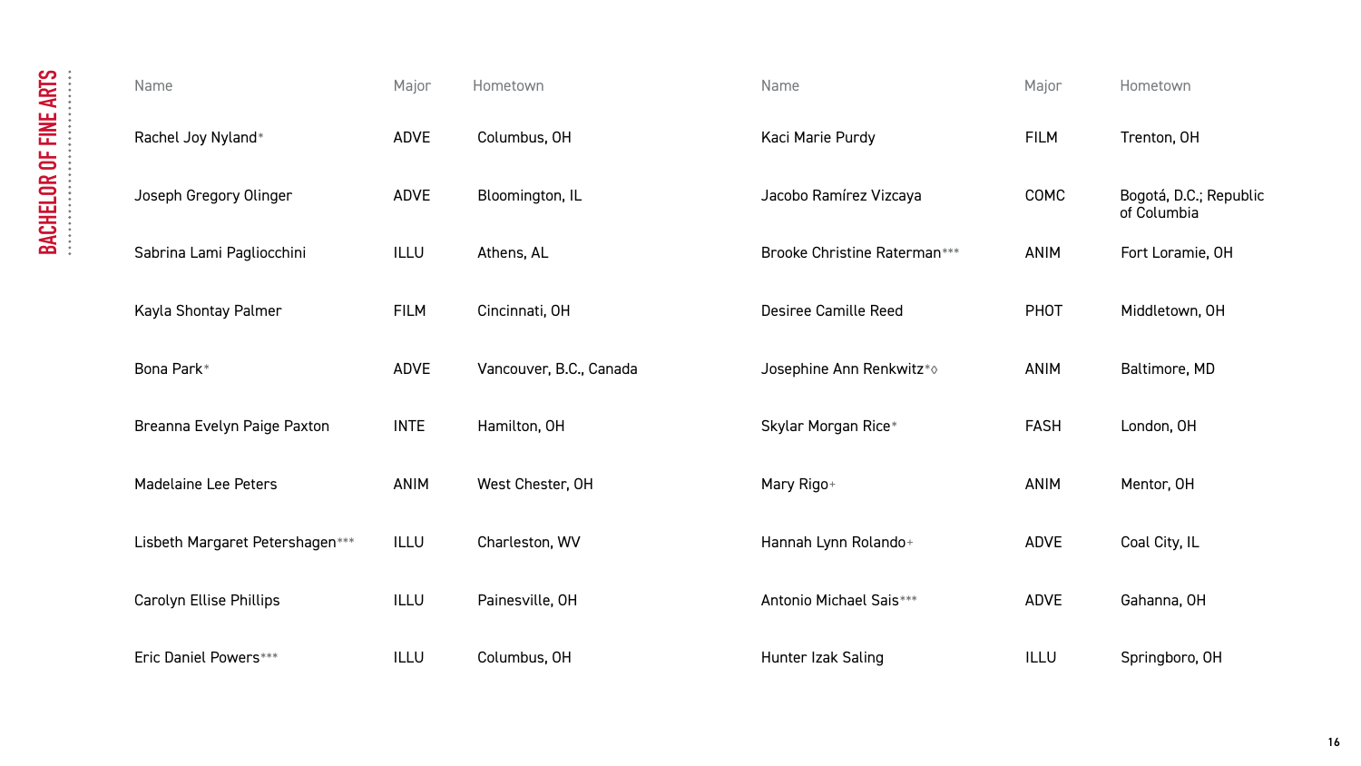## BACHELOR OF FINE ARTS

| Name | Major | Hometown |
|---|---|---|
| Rachel Joy Nyland* | ADVE | Columbus, OH |
| Joseph Gregory Olinger | ADVE | Bloomington, IL |
| Sabrina Lami Pagliocchini | ILLU | Athens, AL |
| Kayla Shontay Palmer | FILM | Cincinnati, OH |
| Bona Park* | ADVE | Vancouver, B.C., Canada |
| Breanna Evelyn Paige Paxton | INTE | Hamilton, OH |
| Madelaine Lee Peters | ANIM | West Chester, OH |
| Lisbeth Margaret Petershagen*** | ILLU | Charleston, WV |
| Carolyn Ellise Phillips | ILLU | Painesville, OH |
| Eric Daniel Powers*** | ILLU | Columbus, OH |
| Kaci Marie Purdy | FILM | Trenton, OH |
| Jacobo Ramírez Vizcaya | COMC | Bogotá, D.C.; Republic of Columbia |
| Brooke Christine Raterman*** | ANIM | Fort Loramie, OH |
| Desiree Camille Reed | PHOT | Middletown, OH |
| Josephine Ann Renkwitz*◊ | ANIM | Baltimore, MD |
| Skylar Morgan Rice* | FASH | London, OH |
| Mary Rigo+ | ANIM | Mentor, OH |
| Hannah Lynn Rolando+ | ADVE | Coal City, IL |
| Antonio Michael Sais*** | ADVE | Gahanna, OH |
| Hunter Izak Saling | ILLU | Springboro, OH |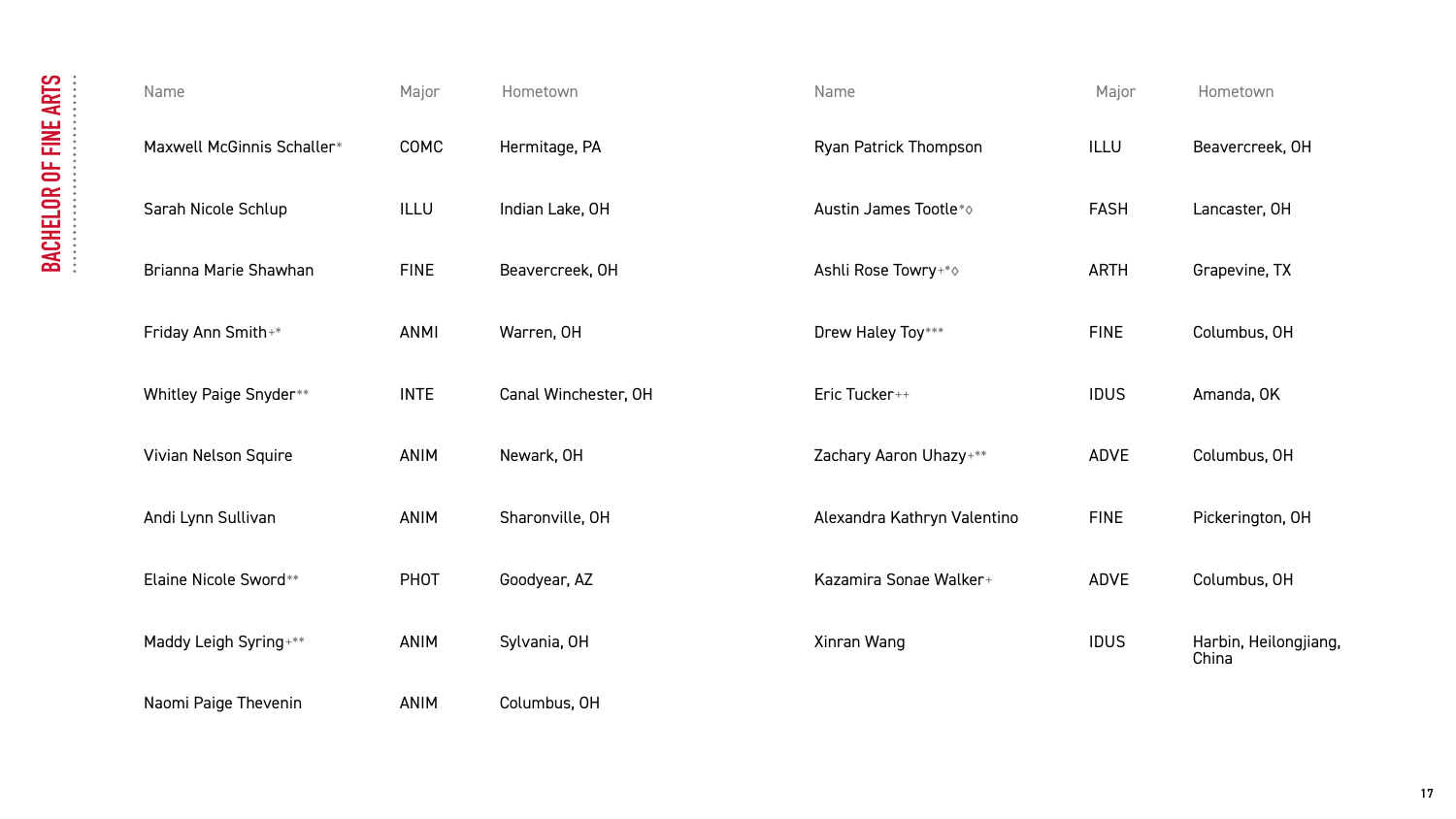## BACHELOR OF FINE ARTS

| Name | Major | Hometown |
|---|---|---|
| Maxwell McGinnis Schaller* | COMC | Hermitage, PA |
| Sarah Nicole Schlup | ILLU | Indian Lake, OH |
| Brianna Marie Shawhan | FINE | Beavercreek, OH |
| Friday Ann Smith+* | ANMI | Warren, OH |
| Whitley Paige Snyder** | INTE | Canal Winchester, OH |
| Vivian Nelson Squire | ANIM | Newark, OH |
| Andi Lynn Sullivan | ANIM | Sharonville, OH |
| Elaine Nicole Sword** | PHOT | Goodyear, AZ |
| Maddy Leigh Syring+** | ANIM | Sylvania, OH |
| Naomi Paige Thevenin | ANIM | Columbus, OH |
| Ryan Patrick Thompson | ILLU | Beavercreek, OH |
| Austin James Tootle*◊ | FASH | Lancaster, OH |
| Ashli Rose Towry+*◊ | ARTH | Grapevine, TX |
| Drew Haley Toy*** | FINE | Columbus, OH |
| Eric Tucker++ | IDUS | Amanda, OK |
| Zachary Aaron Uhazy+** | ADVE | Columbus, OH |
| Alexandra Kathryn Valentino | FINE | Pickerington, OH |
| Kazamira Sonae Walker+ | ADVE | Columbus, OH |
| Xinran Wang | IDUS | Harbin, Heilongjiang, China |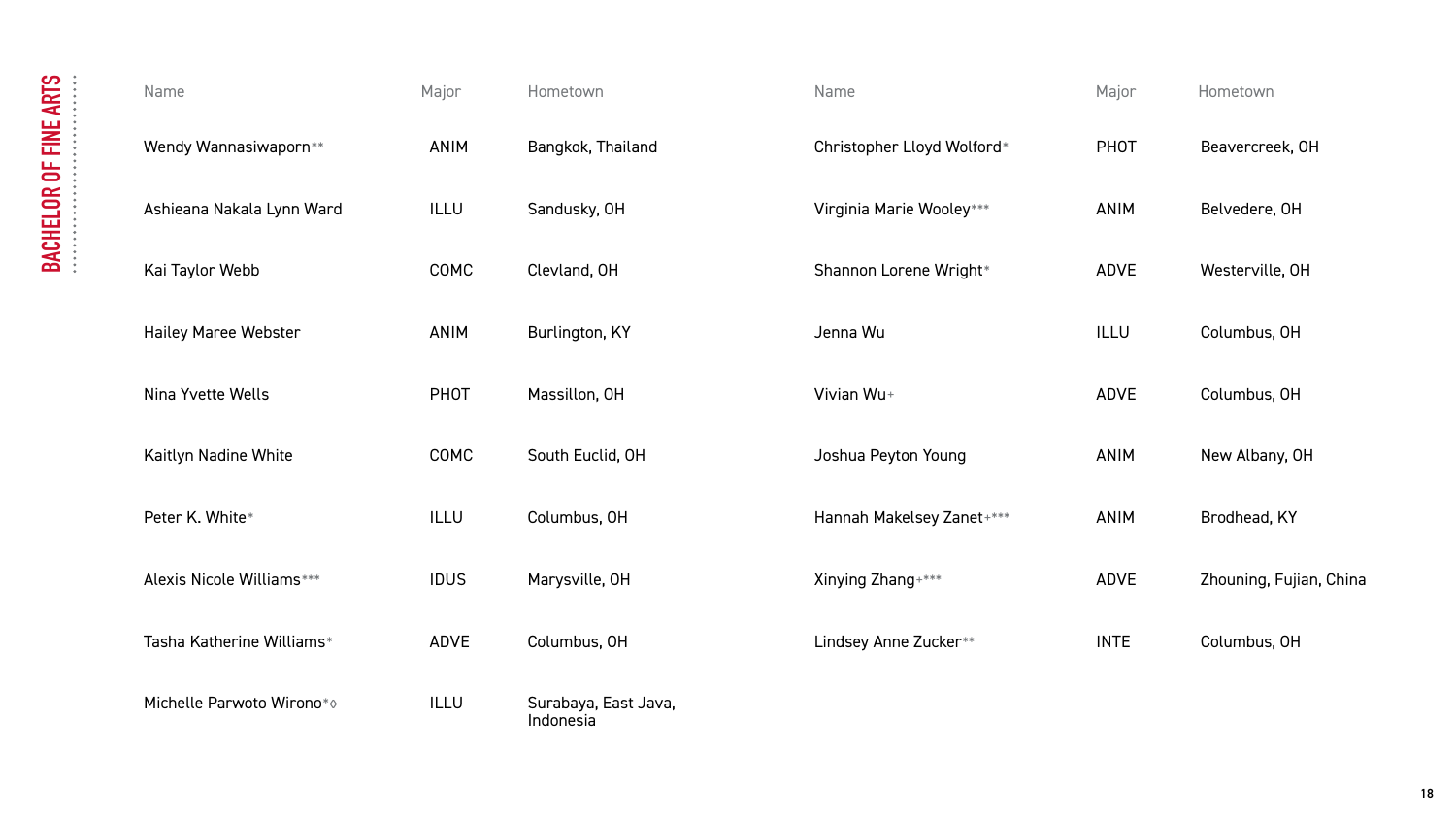# BACHELOR OF FINE ARTS

| Name | Major | Hometown |
|---|---|---|
| Wendy Wannasiwaporn** | ANIM | Bangkok, Thailand |
| Ashieana Nakala Lynn Ward | ILLU | Sandusky, OH |
| Kai Taylor Webb | COMC | Clevland, OH |
| Hailey Maree Webster | ANIM | Burlington, KY |
| Nina Yvette Wells | PHOT | Massillon, OH |
| Kaitlyn Nadine White | COMC | South Euclid, OH |
| Peter K. White* | ILLU | Columbus, OH |
| Alexis Nicole Williams*** | IDUS | Marysville, OH |
| Tasha Katherine Williams* | ADVE | Columbus, OH |
| Michelle Parwoto Wirono*◊ | ILLU | Surabaya, East Java, Indonesia |
| Christopher Lloyd Wolford* | PHOT | Beavercreek, OH |
| Virginia Marie Wooley*** | ANIM | Belvedere, OH |
| Shannon Lorene Wright* | ADVE | Westerville, OH |
| Jenna Wu | ILLU | Columbus, OH |
| Vivian Wu+ | ADVE | Columbus, OH |
| Joshua Peyton Young | ANIM | New Albany, OH |
| Hannah Makelsey Zanet+*** | ANIM | Brodhead, KY |
| Xinying Zhang+*** | ADVE | Zhouning, Fujian, China |
| Lindsey Anne Zucker** | INTE | Columbus, OH |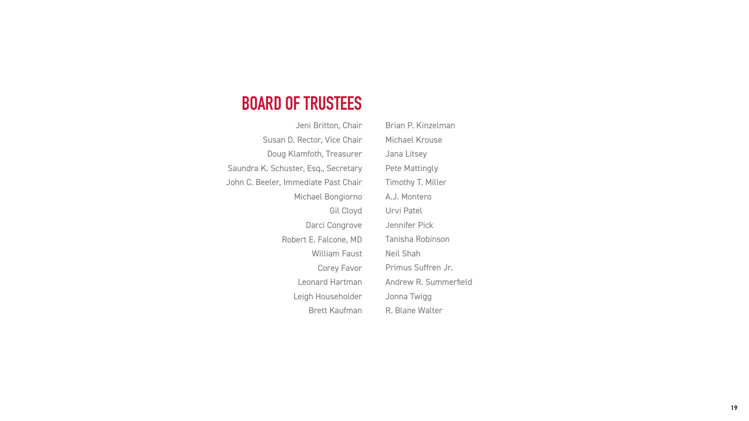## BOARD OF TRUSTEES

Jeni Britton, Chair
Susan D. Rector, Vice Chair
Doug Klamfoth, Treasurer
Saundra K. Schuster, Esq., Secretary
John C. Beeler, Immediate Past Chair
Michael Bongiorno
Gil Cloyd
Darci Congrove
Robert E. Falcone, MD
William Faust
Corey Favor
Leonard Hartman
Leigh Householder
Brett Kaufman
Brian P. Kinzelman
Michael Krouse
Jana Litsey
Pete Mattingly
Timothy T. Miller
A.J. Montero
Urvi Patel
Jennifer Pick
Tanisha Robinson
Neil Shah
Primus Suffren Jr.
Andrew R. Summerfield
Jonna Twigg
R. Blane Walter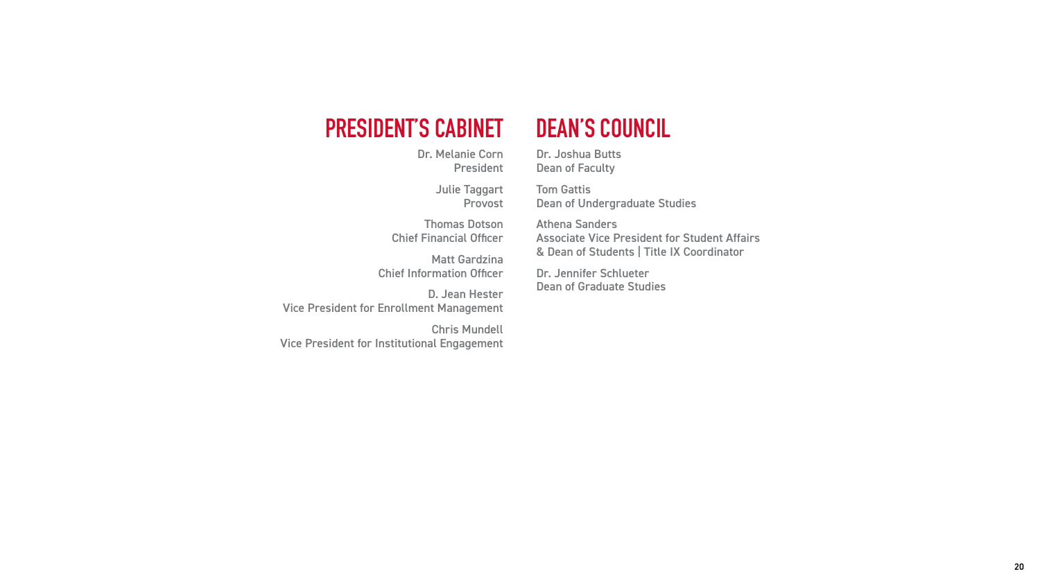## PRESIDENT'S CABINET

Dr. Melanie Corn
President

Julie Taggart
Provost

Thomas Dotson
Chief Financial Officer

Matt Gardzina
Chief Information Officer

D. Jean Hester
Vice President for Enrollment Management

Chris Mundell
Vice President for Institutional Engagement

## DEAN'S COUNCIL

Dr. Joshua Butts
Dean of Faculty

Tom Gattis
Dean of Undergraduate Studies

Athena Sanders
Associate Vice President for Student Affairs & Dean of Students | Title IX Coordinator

Dr. Jennifer Schlueter
Dean of Graduate Studies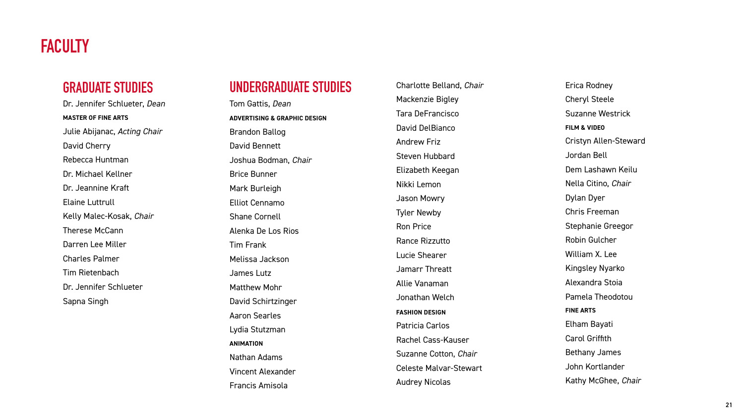# FACULTY

## GRADUATE STUDIES

Dr. Jennifer Schlueter, *Dean*

**MASTER OF FINE ARTS**

Julie Abijanac, *Acting Chair*
David Cherry
Rebecca Huntman
Dr. Michael Kellner
Dr. Jeannine Kraft
Elaine Luttrull
Kelly Malec-Kosak, *Chair*
Therese McCann
Darren Lee Miller
Charles Palmer
Tim Rietenbach
Dr. Jennifer Schlueter
Sapna Singh

## UNDERGRADUATE STUDIES

Tom Gattis, *Dean*

**ADVERTISING & GRAPHIC DESIGN**

Brandon Ballog
David Bennett
Joshua Bodman, *Chair*
Brice Bunner
Mark Burleigh
Elliot Cennamo
Shane Cornell
Alenka De Los Rios
Tim Frank
Melissa Jackson
James Lutz
Matthew Mohr
David Schirtzinger
Aaron Searles
Lydia Stutzman

**ANIMATION**

Nathan Adams
Vincent Alexander
Francis Amisola
Charlotte Belland, *Chair*
Mackenzie Bigley
Tara DeFrancisco
David DelBianco
Andrew Friz
Steven Hubbard
Elizabeth Keegan
Nikki Lemon
Jason Mowry
Tyler Newby
Ron Price
Rance Rizzutto
Lucie Shearer
Jamarr Threatt
Allie Vanaman
Jonathan Welch

**FASHION DESIGN**

Patricia Carlos
Rachel Cass-Kauser
Suzanne Cotton, *Chair*
Celeste Malvar-Stewart
Audrey Nicolas
Erica Rodney
Cheryl Steele
Suzanne Westrick

**FILM & VIDEO**

Cristyn Allen-Steward
Jordan Bell
Dem Lashawn Keilu
Nella Citino, *Chair*
Dylan Dyer
Chris Freeman
Stephanie Greegor
Robin Gulcher
William X. Lee
Kingsley Nyarko
Alexandra Stoia
Pamela Theodotou

**FINE ARTS**

Elham Bayati
Carol Griffith
Bethany James
John Kortlander
Kathy McGhee, *Chair*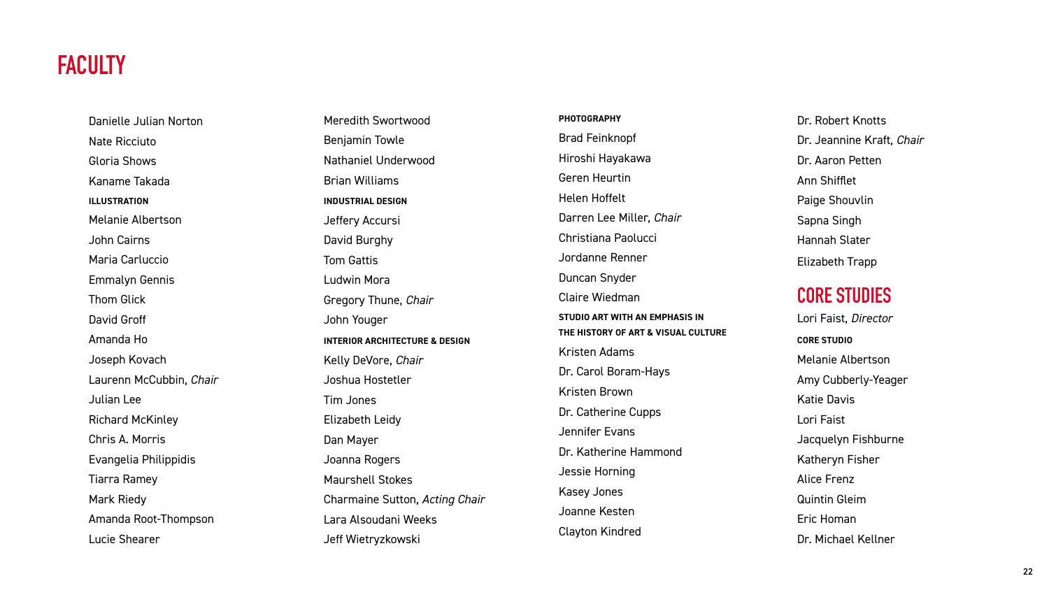# FACULTY

Danielle Julian Norton

Nate Ricciuto

Gloria Shows

Kaname Takada

**ILLUSTRATION**

Melanie Albertson

John Cairns

Maria Carluccio

Emmalyn Gennis

Thom Glick

David Groff

Amanda Ho

Joseph Kovach

Laurenn McCubbin, *Chair*

Julian Lee

Richard McKinley

Chris A. Morris

Evangelia Philippidis

Tiarra Ramey

Mark Riedy

Amanda Root-Thompson

Lucie Shearer

Meredith Swortwood

Benjamin Towle

Nathaniel Underwood

Brian Williams

**INDUSTRIAL DESIGN**

Jeffery Accursi

David Burghy

Tom Gattis

Ludwin Mora

Gregory Thune, *Chair*

John Youger

**INTERIOR ARCHITECTURE & DESIGN**

Kelly DeVore, *Chair*

Joshua Hostetler

Tim Jones

Elizabeth Leidy

Dan Mayer

Joanna Rogers

Maurshell Stokes

Charmaine Sutton, *Acting Chair*

Lara Alsoudani Weeks

Jeff Wietryzkowski

**PHOTOGRAPHY**

Brad Feinknopf

Hiroshi Hayakawa

Geren Heurtin

Helen Hoffelt

Darren Lee Miller, *Chair*

Christiana Paolucci

Jordanne Renner

Duncan Snyder

Claire Wiedman

**STUDIO ART WITH AN EMPHASIS IN THE HISTORY OF ART & VISUAL CULTURE**

Kristen Adams

Dr. Carol Boram-Hays

Kristen Brown

Dr. Catherine Cupps

Jennifer Evans

Dr. Katherine Hammond

Jessie Horning

Kasey Jones

Joanne Kesten

Clayton Kindred

Dr. Robert Knotts

Dr. Jeannine Kraft, *Chair*

Dr. Aaron Petten

Ann Shifflet

Paige Shouvlin

Sapna Singh

Hannah Slater

Elizabeth Trapp

# CORE STUDIES

Lori Faist, *Director*

**CORE STUDIO**

Melanie Albertson

Amy Cubberly-Yeager

Katie Davis

Lori Faist

Jacquelyn Fishburne

Katheryn Fisher

Alice Frenz

Quintin Gleim

Eric Homan

Dr. Michael Kellner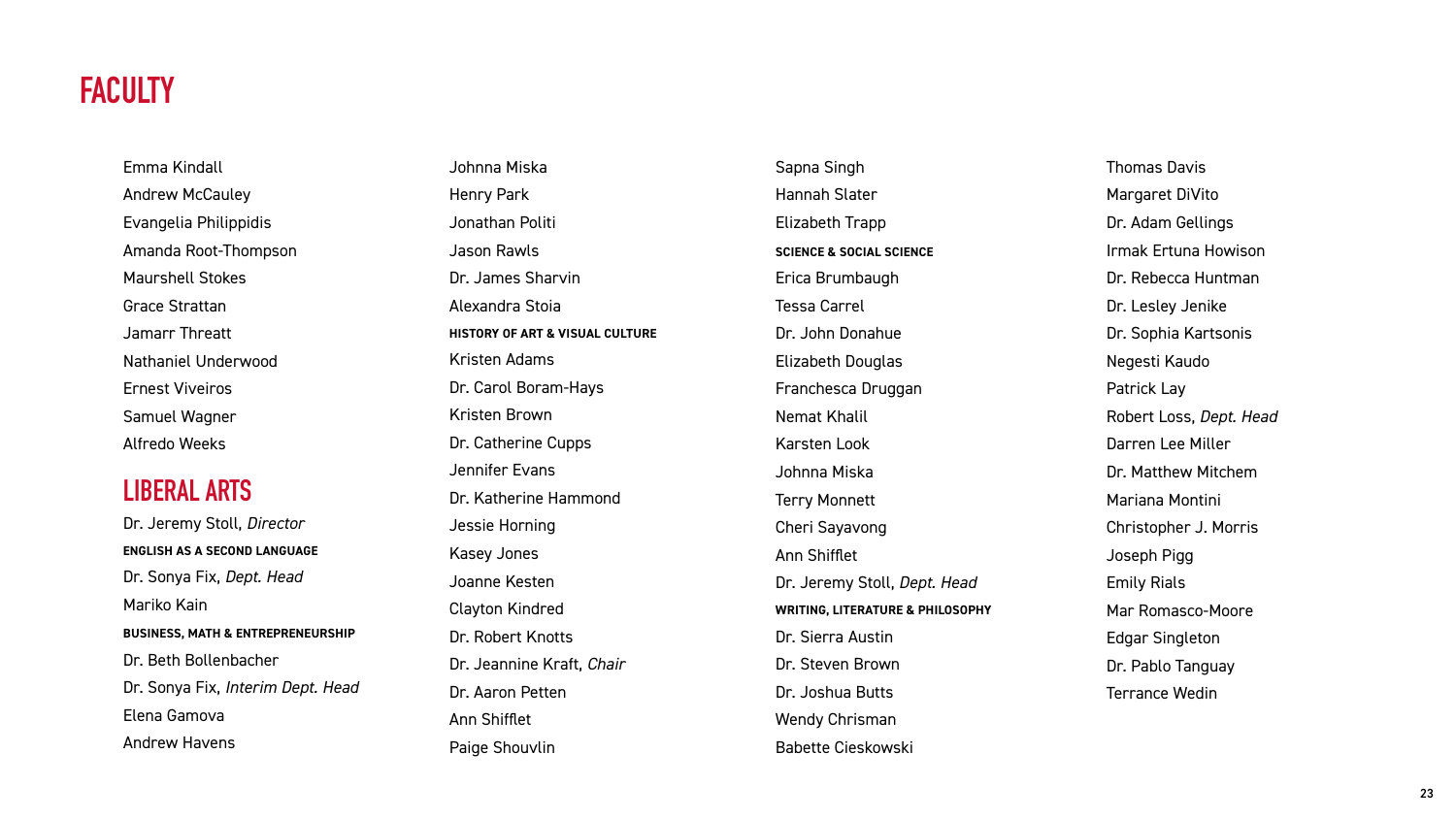# FACULTY

Emma Kindall
Andrew McCauley
Evangelia Philippidis
Amanda Root-Thompson
Maurshell Stokes
Grace Strattan
Jamarr Threatt
Nathaniel Underwood
Ernest Viveiros
Samuel Wagner
Alfredo Weeks

## LIBERAL ARTS

Dr. Jeremy Stoll, *Director*

**ENGLISH AS A SECOND LANGUAGE**

Dr. Sonya Fix, *Dept. Head*
Mariko Kain

**BUSINESS, MATH & ENTREPRENEURSHIP**

Dr. Beth Bollenbacher
Dr. Sonya Fix, *Interim Dept. Head*
Elena Gamova
Andrew Havens
Johnna Miska
Henry Park
Jonathan Politi
Jason Rawls
Dr. James Sharvin
Alexandra Stoia

**HISTORY OF ART & VISUAL CULTURE**

Kristen Adams
Dr. Carol Boram-Hays
Kristen Brown
Dr. Catherine Cupps
Jennifer Evans
Dr. Katherine Hammond
Jessie Horning
Kasey Jones
Joanne Kesten
Clayton Kindred
Dr. Robert Knotts
Dr. Jeannine Kraft, *Chair*
Dr. Aaron Petten
Ann Shifflet
Paige Shouvlin
Sapna Singh
Hannah Slater
Elizabeth Trapp

**SCIENCE & SOCIAL SCIENCE**

Erica Brumbaugh
Tessa Carrel
Dr. John Donahue
Elizabeth Douglas
Franchesca Druggan
Nemat Khalil
Karsten Look
Johnna Miska
Terry Monnett
Cheri Sayavong
Ann Shifflet
Dr. Jeremy Stoll, *Dept. Head*

**WRITING, LITERATURE & PHILOSOPHY**

Dr. Sierra Austin
Dr. Steven Brown
Dr. Joshua Butts
Wendy Chrisman
Babette Cieskowski
Thomas Davis
Margaret DiVito
Dr. Adam Gellings
Irmak Ertuna Howison
Dr. Rebecca Huntman
Dr. Lesley Jenike
Dr. Sophia Kartsonis
Negesti Kaudo
Patrick Lay
Robert Loss, *Dept. Head*
Darren Lee Miller
Dr. Matthew Mitchem
Mariana Montini
Christopher J. Morris
Joseph Pigg
Emily Rials
Mar Romasco-Moore
Edgar Singleton
Dr. Pablo Tanguay
Terrance Wedin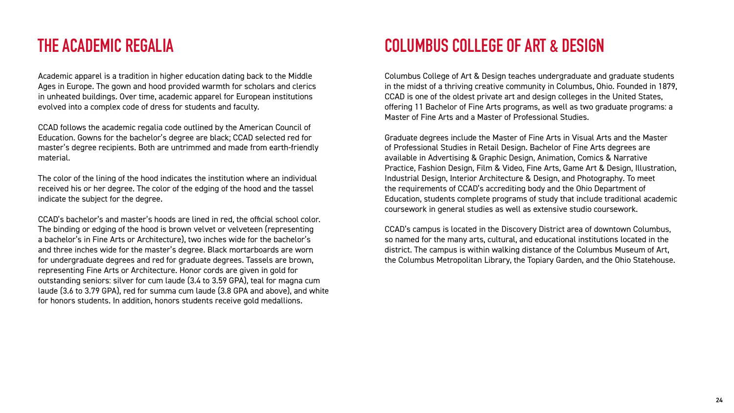## THE ACADEMIC REGALIA

Academic apparel is a tradition in higher education dating back to the Middle Ages in Europe. The gown and hood provided warmth for scholars and clerics in unheated buildings. Over time, academic apparel for European institutions evolved into a complex code of dress for students and faculty.

CCAD follows the academic regalia code outlined by the American Council of Education. Gowns for the bachelor's degree are black; CCAD selected red for master's degree recipients. Both are untrimmed and made from earth-friendly material.

The color of the lining of the hood indicates the institution where an individual received his or her degree. The color of the edging of the hood and the tassel indicate the subject for the degree.

CCAD's bachelor's and master's hoods are lined in red, the official school color. The binding or edging of the hood is brown velvet or velveteen (representing a bachelor's in Fine Arts or Architecture), two inches wide for the bachelor's and three inches wide for the master's degree. Black mortarboards are worn for undergraduate degrees and red for graduate degrees. Tassels are brown, representing Fine Arts or Architecture. Honor cords are given in gold for outstanding seniors: silver for cum laude (3.4 to 3.59 GPA), teal for magna cum laude (3.6 to 3.79 GPA), red for summa cum laude (3.8 GPA and above), and white for honors students. In addition, honors students receive gold medallions.

## COLUMBUS COLLEGE OF ART & DESIGN

Columbus College of Art & Design teaches undergraduate and graduate students in the midst of a thriving creative community in Columbus, Ohio. Founded in 1879, CCAD is one of the oldest private art and design colleges in the United States, offering 11 Bachelor of Fine Arts programs, as well as two graduate programs: a Master of Fine Arts and a Master of Professional Studies.

Graduate degrees include the Master of Fine Arts in Visual Arts and the Master of Professional Studies in Retail Design. Bachelor of Fine Arts degrees are available in Advertising & Graphic Design, Animation, Comics & Narrative Practice, Fashion Design, Film & Video, Fine Arts, Game Art & Design, Illustration, Industrial Design, Interior Architecture & Design, and Photography. To meet the requirements of CCAD's accrediting body and the Ohio Department of Education, students complete programs of study that include traditional academic coursework in general studies as well as extensive studio coursework.

CCAD's campus is located in the Discovery District area of downtown Columbus, so named for the many arts, cultural, and educational institutions located in the district. The campus is within walking distance of the Columbus Museum of Art, the Columbus Metropolitan Library, the Topiary Garden, and the Ohio Statehouse.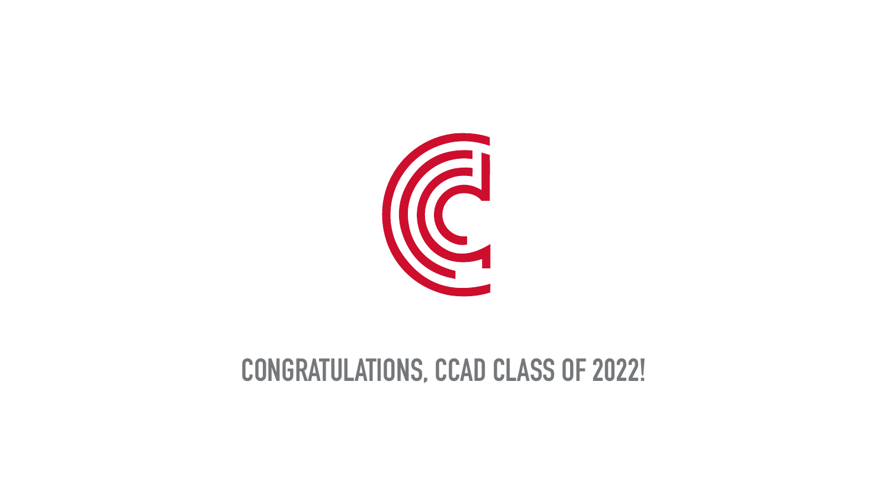**CONGRATULATIONS, CCAD CLASS OF 2022!**